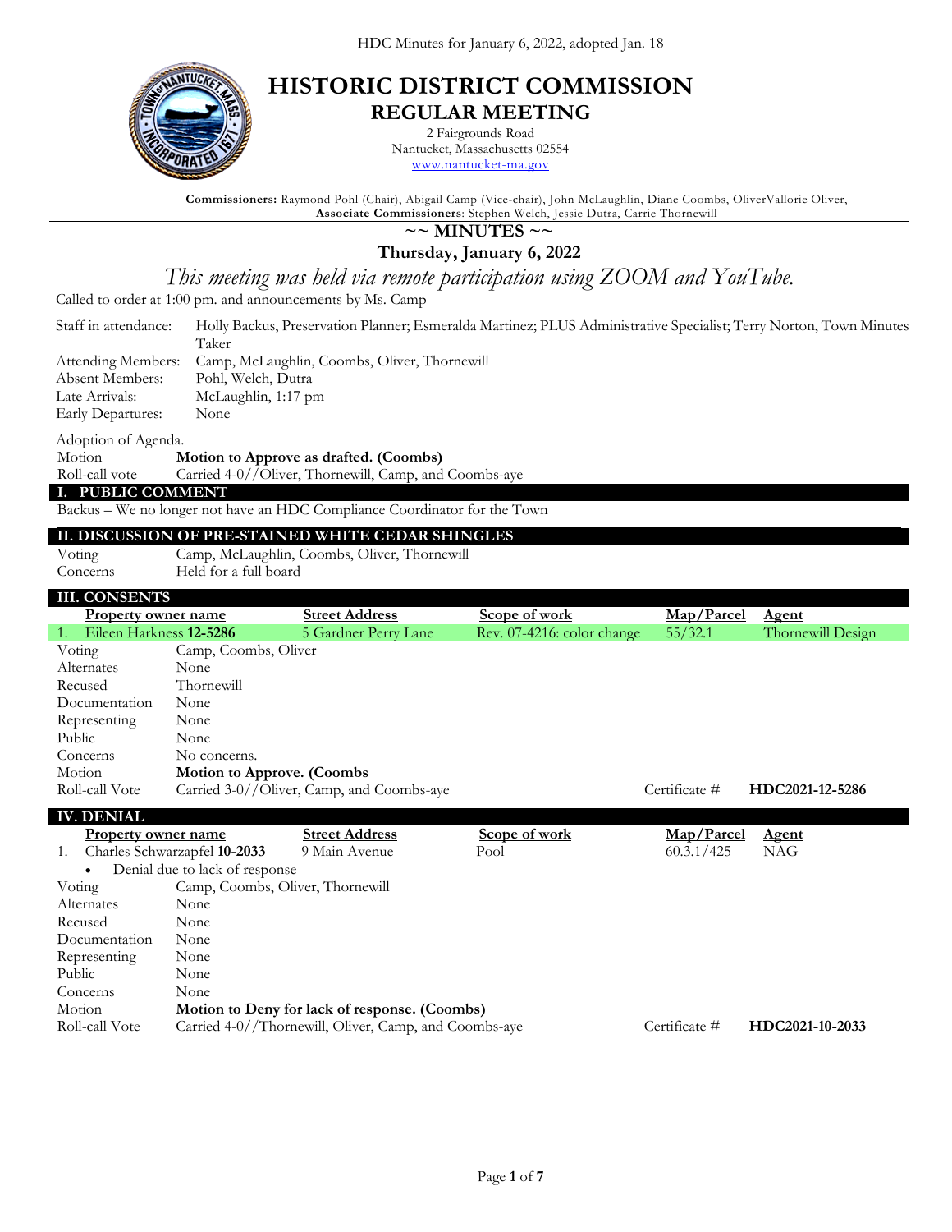HDC Minutes for January 6, 2022, adopted Jan. 18

# HISTORIC DISTRICT COMMISSION
## REGULAR MEETING

2 Fairgrounds Road
Nantucket, Massachusetts 02554
www.nantucket-ma.gov

**Commissioners:** Raymond Pohl (Chair), Abigail Camp (Vice-chair), John McLaughlin, Diane Coombs, OliverVallorie Oliver,
**Associate Commissioners**: Stephen Welch, Jessie Dutra, Carrie Thornewill

## ~~ MINUTES ~~

**Thursday, January 6, 2022**

*This meeting was held via remote participation using ZOOM and YouTube.*

Called to order at 1:00 pm. and announcements by Ms. Camp

| | |
|---|---|
| Staff in attendance: | Holly Backus, Preservation Planner; Esmeralda Martinez; PLUS Administrative Specialist; Terry Norton, Town Minutes Taker |
| Attending Members: | Camp, McLaughlin, Coombs, Oliver, Thornewill |
| Absent Members: | Pohl, Welch, Dutra |
| Late Arrivals: | McLaughlin, 1:17 pm |
| Early Departures: | None |

Adoption of Agenda.

| | |
|---|---|
| Motion | **Motion to Approve as drafted. (Coombs)** |
| Roll-call vote | Carried 4-0//Oliver, Thornewill, Camp, and Coombs-aye |

### I. PUBLIC COMMENT

Backus – We no longer not have an HDC Compliance Coordinator for the Town

### II. DISCUSSION OF PRE-STAINED WHITE CEDAR SHINGLES

| | |
|---|---|
| Voting | Camp, McLaughlin, Coombs, Oliver, Thornewill |
| Concerns | Held for a full board |

### III. CONSENTS

| | Property owner name | Street Address | Scope of work | Map/Parcel | Agent |
|---|---|---|---|---|---|
| 1. | Eileen Harkness **12-5286** | 5 Gardner Perry Lane | Rev. 07-4216: color change | 55/32.1 | Thornewill Design |

| | | | |
|---|---|---|---|
| Voting | Camp, Coombs, Oliver | | |
| Alternates | None | | |
| Recused | Thornewill | | |
| Documentation | None | | |
| Representing | None | | |
| Public | None | | |
| Concerns | No concerns. | | |
| Motion | **Motion to Approve. (Coombs** | | |
| Roll-call Vote | Carried 3-0//Oliver, Camp, and Coombs-aye | Certificate # | **HDC2021-12-5286** |

### IV. DENIAL

| | Property owner name | Street Address | Scope of work | Map/Parcel | Agent |
|---|---|---|---|---|---|
| 1. | Charles Schwarzapfel **10-2033** | 9 Main Avenue | Pool | 60.3.1/425 | NAG |

- Denial due to lack of response

| | | | |
|---|---|---|---|
| Voting | Camp, Coombs, Oliver, Thornewill | | |
| Alternates | None | | |
| Recused | None | | |
| Documentation | None | | |
| Representing | None | | |
| Public | None | | |
| Concerns | None | | |
| Motion | **Motion to Deny for lack of response. (Coombs)** | | |
| Roll-call Vote | Carried 4-0//Thornewill, Oliver, Camp, and Coombs-aye | Certificate # | **HDC2021-10-2033** |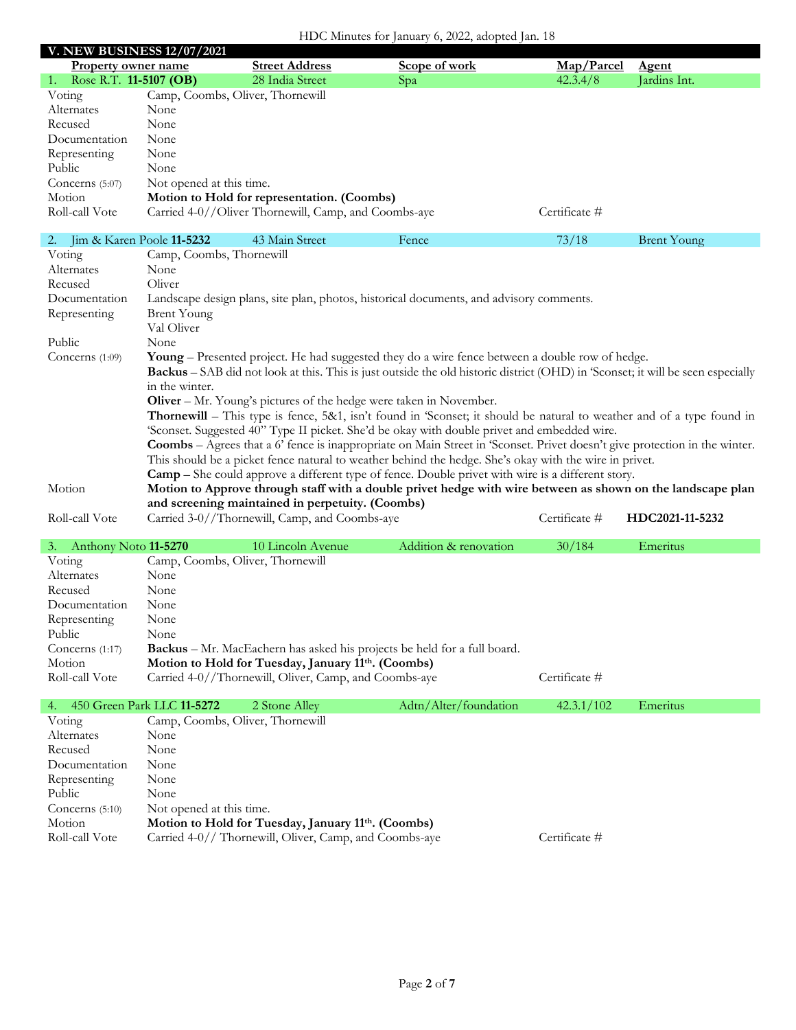HDC Minutes for January 6, 2022, adopted Jan. 18

## V. NEW BUSINESS 12/07/2021

| Property owner name | Street Address | Scope of work | Map/Parcel | Agent |
|---|---|---|---|---|
| 1. Rose R.T. **11-5107 (OB)** | 28 India Street | Spa | 42.3.4/8 | Jardins Int. |

| | |
|---|---|
| Voting | Camp, Coombs, Oliver, Thornewill |
| Alternates | None |
| Recused | None |
| Documentation | None |
| Representing | None |
| Public | None |
| Concerns (5:07) | Not opened at this time. |
| Motion | **Motion to Hold for representation. (Coombs)** |
| Roll-call Vote | Carried 4-0//Oliver Thornewill, Camp, and Coombs-aye — Certificate # |

| Property owner name | Street Address | Scope of work | Map/Parcel | Agent |
|---|---|---|---|---|
| 2. Jim & Karen Poole **11-5232** | 43 Main Street | Fence | 73/18 | Brent Young |

| | |
|---|---|
| Voting | Camp, Coombs, Thornewill |
| Alternates | None |
| Recused | Oliver |
| Documentation | Landscape design plans, site plan, photos, historical documents, and advisory comments. |
| Representing | Brent Young<br>Val Oliver |
| Public | None |
| Concerns (1:09) | **Young** – Presented project. He had suggested they do a wire fence between a double row of hedge.<br>**Backus** – SAB did not look at this. This is just outside the old historic district (OHD) in 'Sconset; it will be seen especially in the winter.<br>**Oliver** – Mr. Young's pictures of the hedge were taken in November.<br>**Thornewill** – This type is fence, 5&1, isn't found in 'Sconset; it should be natural to weather and of a type found in 'Sconset. Suggested 40" Type II picket. She'd be okay with double privet and embedded wire.<br>**Coombs** – Agrees that a 6' fence is inappropriate on Main Street in 'Sconset. Privet doesn't give protection in the winter. This should be a picket fence natural to weather behind the hedge. She's okay with the wire in privet.<br>**Camp** – She could approve a different type of fence. Double privet with wire is a different story. |
| Motion | **Motion to Approve through staff with a double privet hedge with wire between as shown on the landscape plan and screening maintained in perpetuity. (Coombs)** |
| Roll-call Vote | Carried 3-0//Thornewill, Camp, and Coombs-aye — Certificate # **HDC2021-11-5232** |

| Property owner name | Street Address | Scope of work | Map/Parcel | Agent |
|---|---|---|---|---|
| 3. Anthony Noto **11-5270** | 10 Lincoln Avenue | Addition & renovation | 30/184 | Emeritus |

| | |
|---|---|
| Voting | Camp, Coombs, Oliver, Thornewill |
| Alternates | None |
| Recused | None |
| Documentation | None |
| Representing | None |
| Public | None |
| Concerns (1:17) | **Backus** – Mr. MacEachern has asked his projects be held for a full board. |
| Motion | **Motion to Hold for Tuesday, January 11th. (Coombs)** |
| Roll-call Vote | Carried 4-0//Thornewill, Oliver, Camp, and Coombs-aye — Certificate # |

| Property owner name | Street Address | Scope of work | Map/Parcel | Agent |
|---|---|---|---|---|
| 4. 450 Green Park LLC **11-5272** | 2 Stone Alley | Adtn/Alter/foundation | 42.3.1/102 | Emeritus |

| | |
|---|---|
| Voting | Camp, Coombs, Oliver, Thornewill |
| Alternates | None |
| Recused | None |
| Documentation | None |
| Representing | None |
| Public | None |
| Concerns (5:10) | Not opened at this time. |
| Motion | **Motion to Hold for Tuesday, January 11th. (Coombs)** |
| Roll-call Vote | Carried 4-0// Thornewill, Oliver, Camp, and Coombs-aye — Certificate # |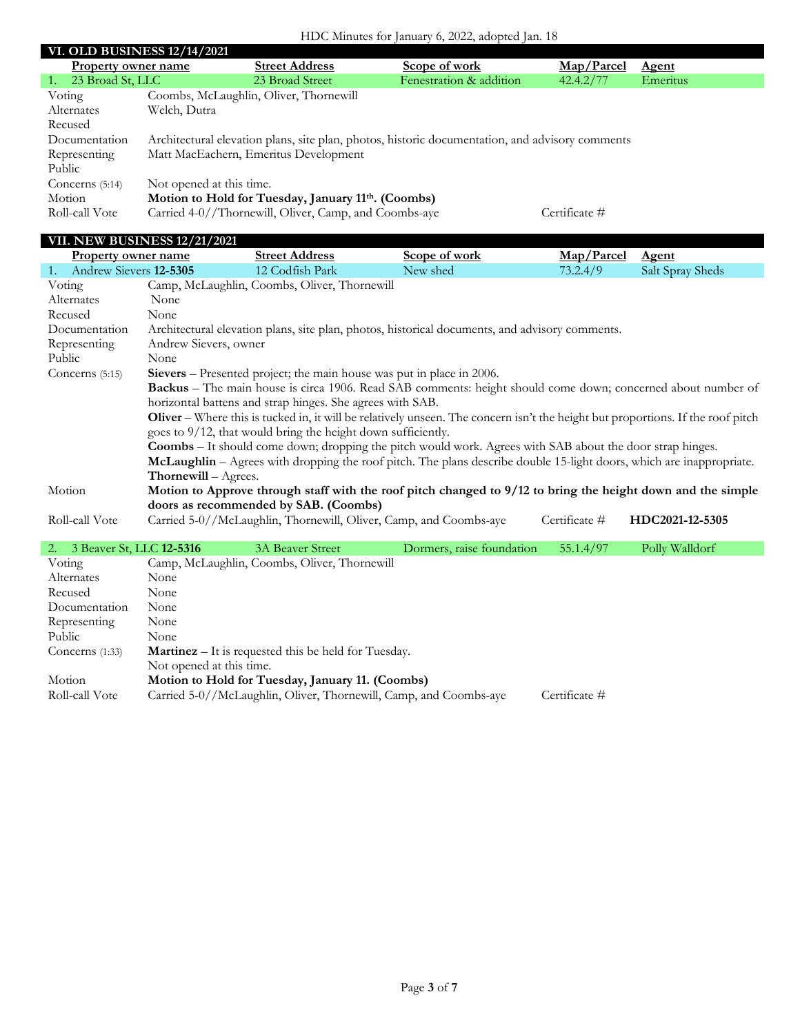HDC Minutes for January 6, 2022, adopted Jan. 18

## VI. OLD BUSINESS 12/14/2021

| Property owner name | Street Address | Scope of work | Map/Parcel | Agent |
|---|---|---|---|---|
| 1. 23 Broad St, LLC | 23 Broad Street | Fenestration & addition | 42.4.2/77 | Emeritus |

- **Voting:** Coombs, McLaughlin, Oliver, Thornewill
- **Alternates:** Welch, Dutra
- **Recused:**
- **Documentation:** Architectural elevation plans, site plan, photos, historic documentation, and advisory comments
- **Representing:** Matt MacEachern, Emeritus Development
- **Public:**
- **Concerns (5:14):** Not opened at this time.
- **Motion:** **Motion to Hold for Tuesday, January 11th. (Coombs)**
- **Roll-call Vote:** Carried 4-0//Thornewill, Oliver, Camp, and Coombs-aye — Certificate #

## VII. NEW BUSINESS 12/21/2021

| Property owner name | Street Address | Scope of work | Map/Parcel | Agent |
|---|---|---|---|---|
| 1. Andrew Sievers **12-5305** | 12 Codfish Park | New shed | 73.2.4/9 | Salt Spray Sheds |

- **Voting:** Camp, McLaughlin, Coombs, Oliver, Thornewill
- **Alternates:** None
- **Recused:** None
- **Documentation:** Architectural elevation plans, site plan, photos, historical documents, and advisory comments.
- **Representing:** Andrew Sievers, owner
- **Public:** None
- **Concerns (5:15):**
  - **Sievers** – Presented project; the main house was put in place in 2006.
  - **Backus** – The main house is circa 1906. Read SAB comments: height should come down; concerned about number of horizontal battens and strap hinges. She agrees with SAB.
  - **Oliver** – Where this is tucked in, it will be relatively unseen. The concern isn't the height but proportions. If the roof pitch goes to 9/12, that would bring the height down sufficiently.
  - **Coombs** – It should come down; dropping the pitch would work. Agrees with SAB about the door strap hinges.
  - **McLaughlin** – Agrees with dropping the roof pitch. The plans describe double 15-light doors, which are inappropriate.
  - **Thornewill** – Agrees.
- **Motion:** **Motion to Approve through staff with the roof pitch changed to 9/12 to bring the height down and the simple doors as recommended by SAB. (Coombs)**
- **Roll-call Vote:** Carried 5-0//McLaughlin, Thornewill, Oliver, Camp, and Coombs-aye — Certificate # **HDC2021-12-5305**

| Property owner name | Street Address | Scope of work | Map/Parcel | Agent |
|---|---|---|---|---|
| 2. 3 Beaver St, LLC **12-5316** | 3A Beaver Street | Dormers, raise foundation | 55.1.4/97 | Polly Walldorf |

- **Voting:** Camp, McLaughlin, Coombs, Oliver, Thornewill
- **Alternates:** None
- **Recused:** None
- **Documentation:** None
- **Representing:** None
- **Public:** None
- **Concerns (1:33):**
  - **Martinez** – It is requested this be held for Tuesday.
  - Not opened at this time.
- **Motion:** **Motion to Hold for Tuesday, January 11. (Coombs)**
- **Roll-call Vote:** Carried 5-0//McLaughlin, Oliver, Thornewill, Camp, and Coombs-aye — Certificate #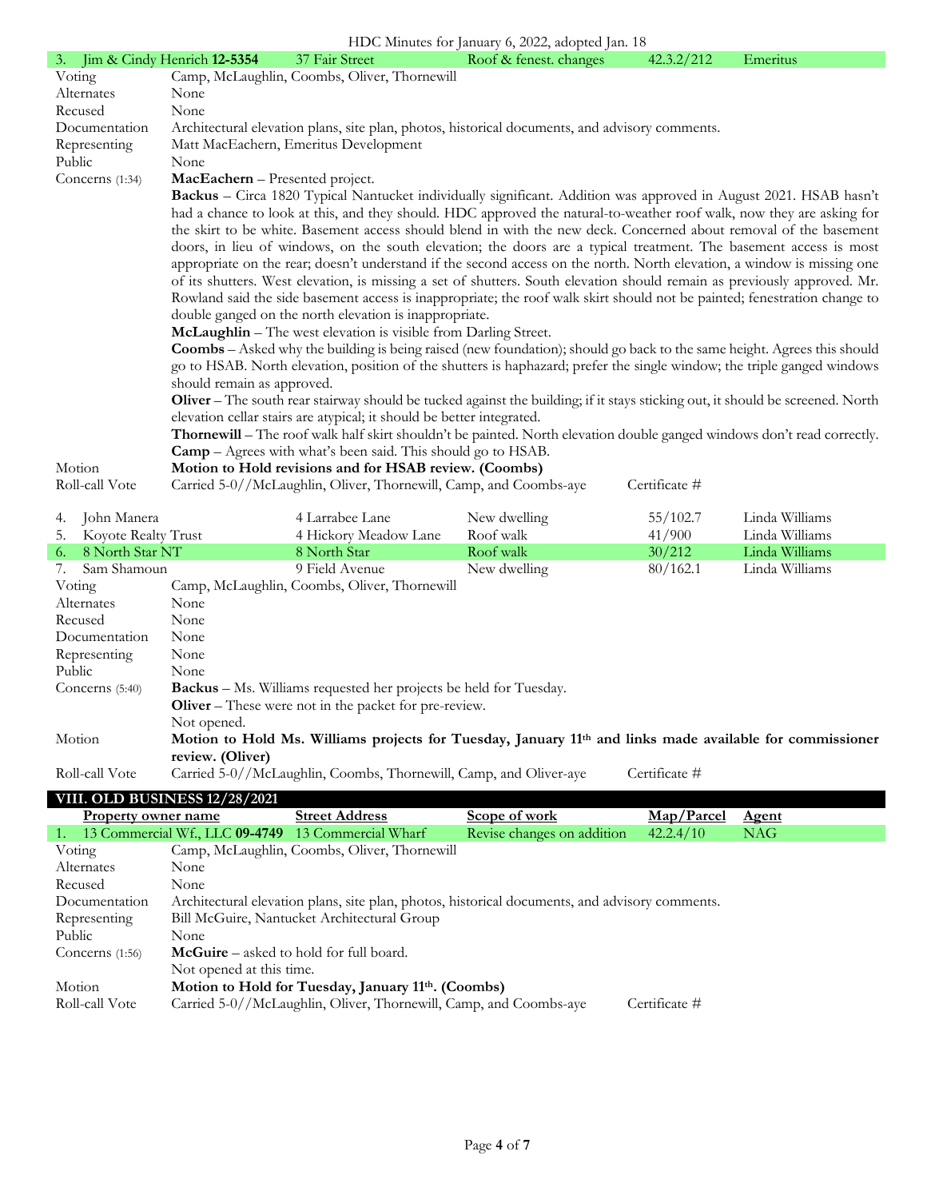| 3. Jim & Cindy Henrich **12-5354** | 37 Fair Street | Roof & fenest. changes | 42.3.2/212 | Emeritus |
|---|---|---|---|---|

| | |
|---|---|
| Voting | Camp, McLaughlin, Coombs, Oliver, Thornewill |
| Alternates | None |
| Recused | None |
| Documentation | Architectural elevation plans, site plan, photos, historical documents, and advisory comments. |
| Representing | Matt MacEachern, Emeritus Development |
| Public | None |
| Concerns (1:34) | **MacEachern** – Presented project. **Backus** – Circa 1820 Typical Nantucket individually significant. Addition was approved in August 2021. HSAB hasn't had a chance to look at this, and they should. HDC approved the natural-to-weather roof walk, now they are asking for the skirt to be white. Basement access should blend in with the new deck. Concerned about removal of the basement doors, in lieu of windows, on the south elevation; the doors are a typical treatment. The basement access is most appropriate on the rear; doesn't understand if the second access on the north. North elevation, a window is missing one of its shutters. West elevation, is missing a set of shutters. South elevation should remain as previously approved. Mr. Rowland said the side basement access is inappropriate; the roof walk skirt should not be painted; fenestration change to double ganged on the north elevation is inappropriate. **McLaughlin** – The west elevation is visible from Darling Street. **Coombs** – Asked why the building is being raised (new foundation); should go back to the same height. Agrees this should go to HSAB. North elevation, position of the shutters is haphazard; prefer the single window; the triple ganged windows should remain as approved. **Oliver** – The south rear stairway should be tucked against the building; if it stays sticking out, it should be screened. North elevation cellar stairs are atypical; it should be better integrated. **Thornewill** – The roof walk half skirt shouldn't be painted. North elevation double ganged windows don't read correctly. **Camp** – Agrees with what's been said. This should go to HSAB. |
| Motion | **Motion to Hold revisions and for HSAB review. (Coombs)** |
| Roll-call Vote | Carried 5-0//McLaughlin, Oliver, Thornewill, Camp, and Coombs-aye Certificate # |

| | | | | |
|---|---|---|---|---|
| 4. John Manera | 4 Larrabee Lane | New dwelling | 55/102.7 | Linda Williams |
| 5. Koyote Realty Trust | 4 Hickory Meadow Lane | Roof walk | 41/900 | Linda Williams |
| 6. 8 North Star NT | 8 North Star | Roof walk | 30/212 | Linda Williams |
| 7. Sam Shamoun | 9 Field Avenue | New dwelling | 80/162.1 | Linda Williams |

| | |
|---|---|
| Voting | Camp, McLaughlin, Coombs, Oliver, Thornewill |
| Alternates | None |
| Recused | None |
| Documentation | None |
| Representing | None |
| Public | None |
| Concerns (5:40) | **Backus** – Ms. Williams requested her projects be held for Tuesday. **Oliver** – These were not in the packet for pre-review. Not opened. |
| Motion | **Motion to Hold Ms. Williams projects for Tuesday, January 11th and links made available for commissioner review. (Oliver)** |
| Roll-call Vote | Carried 5-0//McLaughlin, Coombs, Thornewill, Camp, and Oliver-aye Certificate # |

## VIII. OLD BUSINESS 12/28/2021

| Property owner name | Street Address | Scope of work | Map/Parcel | Agent |
|---|---|---|---|---|
| 1. 13 Commercial Wf., LLC **09-4749** | 13 Commercial Wharf | Revise changes on addition | 42.2.4/10 | NAG |

| | |
|---|---|
| Voting | Camp, McLaughlin, Coombs, Oliver, Thornewill |
| Alternates | None |
| Recused | None |
| Documentation | Architectural elevation plans, site plan, photos, historical documents, and advisory comments. |
| Representing | Bill McGuire, Nantucket Architectural Group |
| Public | None |
| Concerns (1:56) | **McGuire** – asked to hold for full board. Not opened at this time. |
| Motion | **Motion to Hold for Tuesday, January 11th. (Coombs)** |
| Roll-call Vote | Carried 5-0//McLaughlin, Oliver, Thornewill, Camp, and Coombs-aye Certificate # |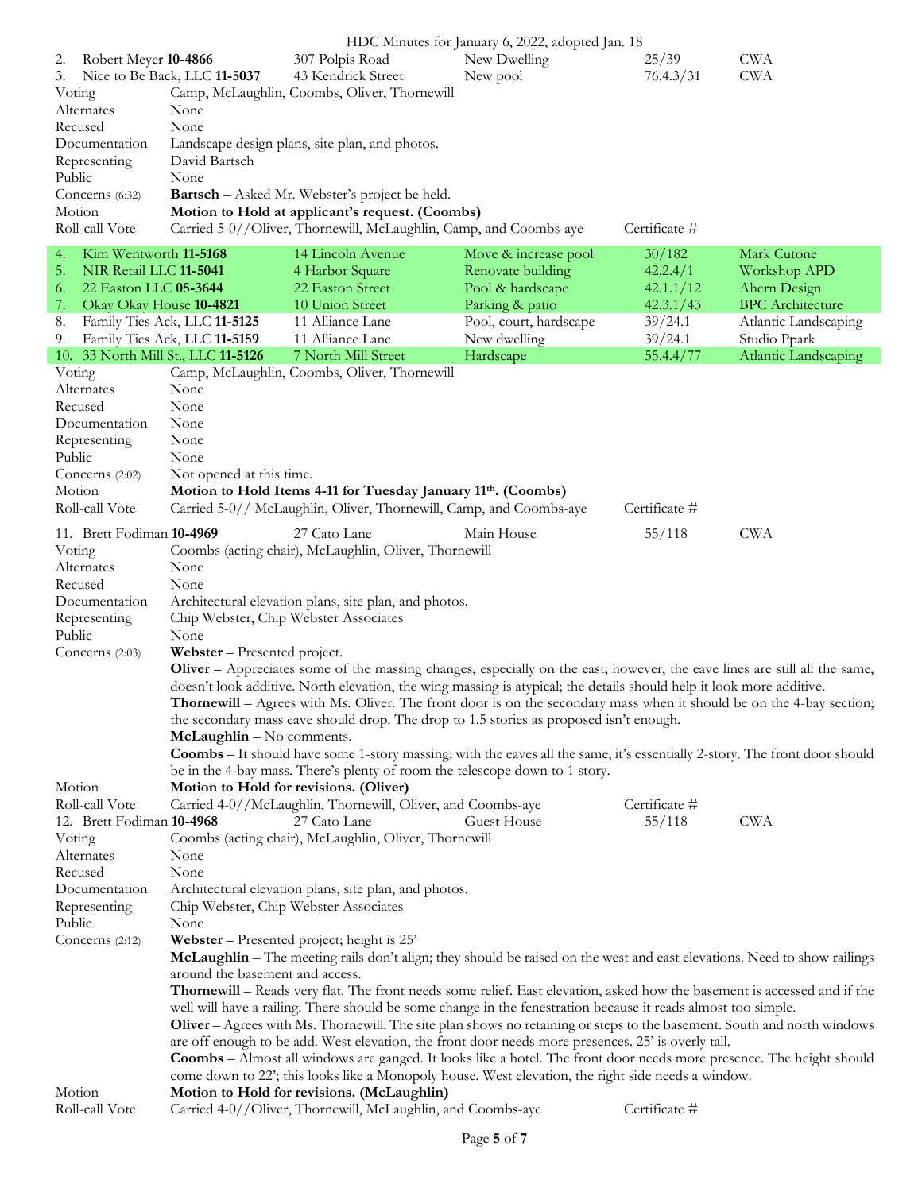| # | Applicant | Address | Project | Map/Parcel | Representative |
|---|---|---|---|---|---|
| 2. | Robert Meyer **10-4866** | 307 Polpis Road | New Dwelling | 25/39 | CWA |
| 3. | Nice to Be Back, LLC **11-5037** | 43 Kendrick Street | New pool | 76.4.3/31 | CWA |

Voting: Camp, McLaughlin, Coombs, Oliver, Thornewill
Alternates: None
Recused: None
Documentation: Landscape design plans, site plan, and photos.
Representing: David Bartsch
Public: None
Concerns (6:32): **Bartsch** – Asked Mr. Webster's project be held.
Motion: **Motion to Hold at applicant's request. (Coombs)**
Roll-call Vote: Carried 5-0//Oliver, Thornewill, McLaughlin, Camp, and Coombs-aye — Certificate #

| # | Applicant | Address | Project | Map/Parcel | Representative |
|---|---|---|---|---|---|
| 4. | Kim Wentworth **11-5168** | 14 Lincoln Avenue | Move & increase pool | 30/182 | Mark Cutone |
| 5. | NIR Retail LLC **11-5041** | 4 Harbor Square | Renovate building | 42.2.4/1 | Workshop APD |
| 6. | 22 Easton LLC **05-3644** | 22 Easton Street | Pool & hardscape | 42.1.1/12 | Ahern Design |
| 7. | Okay Okay House **10-4821** | 10 Union Street | Parking & patio | 42.3.1/43 | BPC Architecture |
| 8. | Family Ties Ack, LLC **11-5125** | 11 Alliance Lane | Pool, court, hardscape | 39/24.1 | Atlantic Landscaping |
| 9. | Family Ties Ack, LLC **11-5159** | 11 Alliance Lane | New dwelling | 39/24.1 | Studio Ppark |
| 10. | 33 North Mill St., LLC **11-5126** | 7 North Mill Street | Hardscape | 55.4.4/77 | Atlantic Landscaping |

Voting: Camp, McLaughlin, Coombs, Oliver, Thornewill
Alternates: None
Recused: None
Documentation: None
Representing: None
Public: None
Concerns (2:02): Not opened at this time.
Motion: **Motion to Hold Items 4-11 for Tuesday January 11th. (Coombs)**
Roll-call Vote: Carried 5-0// McLaughlin, Oliver, Thornewill, Camp, and Coombs-aye — Certificate #

| # | Applicant | Address | Project | Map/Parcel | Representative |
|---|---|---|---|---|---|
| 11. | Brett Fodiman **10-4969** | 27 Cato Lane | Main House | 55/118 | CWA |

Voting: Coombs (acting chair), McLaughlin, Oliver, Thornewill
Alternates: None
Recused: None
Documentation: Architectural elevation plans, site plan, and photos.
Representing: Chip Webster, Chip Webster Associates
Public: None
Concerns (2:03):
**Webster** – Presented project.
**Oliver** – Appreciates some of the massing changes, especially on the east; however, the eave lines are still all the same, doesn't look additive. North elevation, the wing massing is atypical; the details should help it look more additive.
**Thornewill** – Agrees with Ms. Oliver. The front door is on the secondary mass when it should be on the 4-bay section; the secondary mass eave should drop. The drop to 1.5 stories as proposed isn't enough.
**McLaughlin** – No comments.
**Coombs** – It should have some 1-story massing; with the eaves all the same, it's essentially 2-story. The front door should be in the 4-bay mass. There's plenty of room the telescope down to 1 story.
Motion: **Motion to Hold for revisions. (Oliver)**
Roll-call Vote: Carried 4-0//McLaughlin, Thornewill, Oliver, and Coombs-aye — Certificate #

| # | Applicant | Address | Project | Map/Parcel | Representative |
|---|---|---|---|---|---|
| 12. | Brett Fodiman **10-4968** | 27 Cato Lane | Guest House | 55/118 | CWA |

Voting: Coombs (acting chair), McLaughlin, Oliver, Thornewill
Alternates: None
Recused: None
Documentation: Architectural elevation plans, site plan, and photos.
Representing: Chip Webster, Chip Webster Associates
Public: None
Concerns (2:12):
**Webster** – Presented project; height is 25'
**McLaughlin** – The meeting rails don't align; they should be raised on the west and east elevations. Need to show railings around the basement and access.
**Thornewill** – Reads very flat. The front needs some relief. East elevation, asked how the basement is accessed and if the well will have a railing. There should be some change in the fenestration because it reads almost too simple.
**Oliver** – Agrees with Ms. Thornewill. The site plan shows no retaining or steps to the basement. South and north windows are off enough to be add. West elevation, the front door needs more presences. 25' is overly tall.
**Coombs** – Almost all windows are ganged. It looks like a hotel. The front door needs more presence. The height should come down to 22'; this looks like a Monopoly house. West elevation, the right side needs a window.
Motion: **Motion to Hold for revisions. (McLaughlin)**
Roll-call Vote: Carried 4-0//Oliver, Thornewill, McLaughlin, and Coombs-aye — Certificate #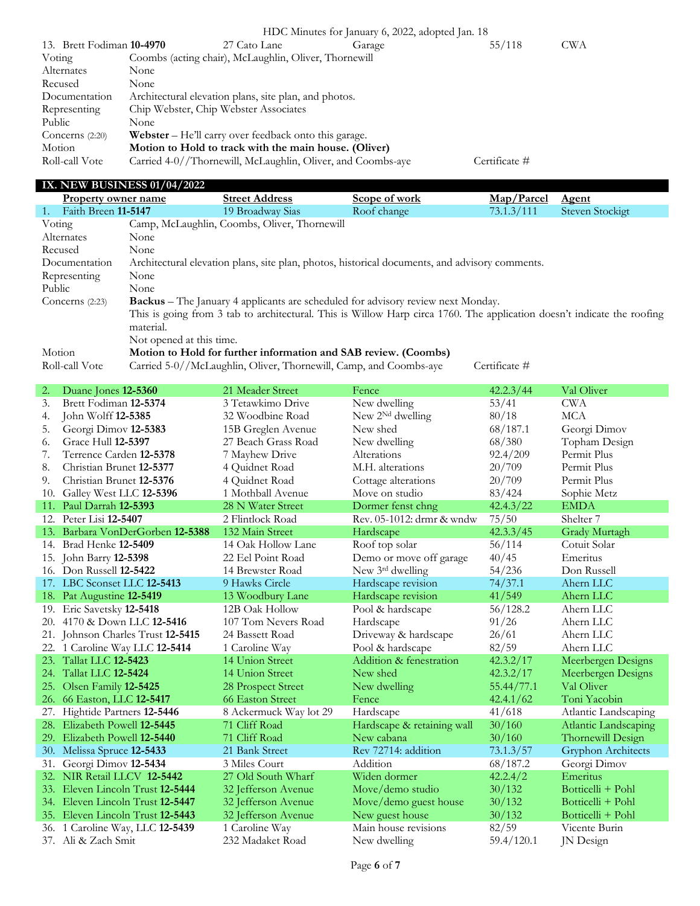HDC Minutes for January 6, 2022, adopted Jan. 18

| | | | | |
|---|---|---|---|---|
| 13. Brett Fodiman **10-4970** | 27 Cato Lane | Garage | 55/118 | CWA |

| | |
|---|---|
| Voting | Coombs (acting chair), McLaughlin, Oliver, Thornewill |
| Alternates | None |
| Recused | None |
| Documentation | Architectural elevation plans, site plan, and photos. |
| Representing | Chip Webster, Chip Webster Associates |
| Public | None |
| Concerns (2:20) | **Webster** – He'll carry over feedback onto this garage. |
| Motion | **Motion to Hold to track with the main house. (Oliver)** |
| Roll-call Vote | Carried 4-0//Thornewill, McLaughlin, Oliver, and Coombs-aye — Certificate # |

## IX. NEW BUSINESS 01/04/2022

| Property owner name | Street Address | Scope of work | Map/Parcel | Agent |
|---|---|---|---|---|
| 1. Faith Breen **11-5147** | 19 Broadway Sias | Roof change | 73.1.3/111 | Steven Stockigt |

| | |
|---|---|
| Voting | Camp, McLaughlin, Coombs, Oliver, Thornewill |
| Alternates | None |
| Recused | None |
| Documentation | Architectural elevation plans, site plan, photos, historical documents, and advisory comments. |
| Representing | None |
| Public | None |
| Concerns (2:23) | **Backus** – The January 4 applicants are scheduled for advisory review next Monday.<br>This is going from 3 tab to architectural. This is Willow Harp circa 1760. The application doesn't indicate the roofing material.<br>Not opened at this time. |
| Motion | **Motion to Hold for further information and SAB review. (Coombs)** |
| Roll-call Vote | Carried 5-0//McLaughlin, Oliver, Thornewill, Camp, and Coombs-aye — Certificate # |

| Property owner name | Street Address | Scope of work | Map/Parcel | Agent |
|---|---|---|---|---|
| 2. Duane Jones **12-5360** | 21 Meader Street | Fence | 42.2.3/44 | Val Oliver |
| 3. Brett Fodiman **12-5374** | 3 Tetawkimo Drive | New dwelling | 53/41 | CWA |
| 4. John Wolff **12-5385** | 32 Woodbine Road | New 2Nd dwelling | 80/18 | MCA |
| 5. Georgi Dimov **12-5383** | 15B Greglen Avenue | New shed | 68/187.1 | Georgi Dimov |
| 6. Grace Hull **12-5397** | 27 Beach Grass Road | New dwelling | 68/380 | Topham Design |
| 7. Terrence Carden **12-5378** | 7 Mayhew Drive | Alterations | 92.4/209 | Permit Plus |
| 8. Christian Brunet **12-5377** | 4 Quidnet Road | M.H. alterations | 20/709 | Permit Plus |
| 9. Christian Brunet **12-5376** | 4 Quidnet Road | Cottage alterations | 20/709 | Permit Plus |
| 10. Galley West LLC **12-5396** | 1 Mothball Avenue | Move on studio | 83/424 | Sophie Metz |
| 11. Paul Darrah **12-5393** | 28 N Water Street | Dormer fenst chng | 42.4.3/22 | EMDA |
| 12. Peter Lisi **12-5407** | 2 Flintlock Road | Rev. 05-1012: drmr & wndw | 75/50 | Shelter 7 |
| 13. Barbara VonDerGorben **12-5388** | 132 Main Street | Hardscape | 42.3.3/45 | Grady Murtagh |
| 14. Brad Henke **12-5409** | 14 Oak Hollow Lane | Roof top solar | 56/114 | Cotuit Solar |
| 15. John Barry **12-5398** | 22 Eel Point Road | Demo or move off garage | 40/45 | Emeritus |
| 16. Don Russell **12-5422** | 14 Brewster Road | New 3rd dwelling | 54/236 | Don Russell |
| 17. LBC Sconset LLC **12-5413** | 9 Hawks Circle | Hardscape revision | 74/37.1 | Ahern LLC |
| 18. Pat Augustine **12-5419** | 13 Woodbury Lane | Hardscape revision | 41/549 | Ahern LLC |
| 19. Eric Savetsky **12-5418** | 12B Oak Hollow | Pool & hardscape | 56/128.2 | Ahern LLC |
| 20. 4170 & Down LLC **12-5416** | 107 Tom Nevers Road | Hardscape | 91/26 | Ahern LLC |
| 21. Johnson Charles Trust **12-5415** | 24 Bassett Road | Driveway & hardscape | 26/61 | Ahern LLC |
| 22. 1 Caroline Way LLC **12-5414** | 1 Caroline Way | Pool & hardscape | 82/59 | Ahern LLC |
| 23. Tallat LLC **12-5423** | 14 Union Street | Addition & fenestration | 42.3.2/17 | Meerbergen Designs |
| 24. Tallat LLC **12-5424** | 14 Union Street | New shed | 42.3.2/17 | Meerbergen Designs |
| 25. Olsen Family **12-5425** | 28 Prospect Street | New dwelling | 55.44/77.1 | Val Oliver |
| 26. 66 Easton, LLC **12-5417** | 66 Easton Street | Fence | 42.4.1/62 | Toni Yacobin |
| 27. Hightide Partners **12-5446** | 8 Ackermuck Way lot 29 | Hardscape | 41/618 | Atlantic Landscaping |
| 28. Elizabeth Powell **12-5445** | 71 Cliff Road | Hardscape & retaining wall | 30/160 | Atlantic Landscaping |
| 29. Elizabeth Powell **12-5440** | 71 Cliff Road | New cabana | 30/160 | Thornewill Design |
| 30. Melissa Spruce **12-5433** | 21 Bank Street | Rev 72714: addition | 73.1.3/57 | Gryphon Architects |
| 31. Georgi Dimov **12-5434** | 3 Miles Court | Addition | 68/187.2 | Georgi Dimov |
| 32. NIR Retail LLCV **12-5442** | 27 Old South Wharf | Widen dormer | 42.2.4/2 | Emeritus |
| 33. Eleven Lincoln Trust **12-5444** | 32 Jefferson Avenue | Move/demo studio | 30/132 | Botticelli + Pohl |
| 34. Eleven Lincoln Trust **12-5447** | 32 Jefferson Avenue | Move/demo guest house | 30/132 | Botticelli + Pohl |
| 35. Eleven Lincoln Trust **12-5443** | 32 Jefferson Avenue | New guest house | 30/132 | Botticelli + Pohl |
| 36. 1 Caroline Way, LLC **12-5439** | 1 Caroline Way | Main house revisions | 82/59 | Vicente Burin |
| 37. Ali & Zach Smit | 232 Madaket Road | New dwelling | 59.4/120.1 | JN Design |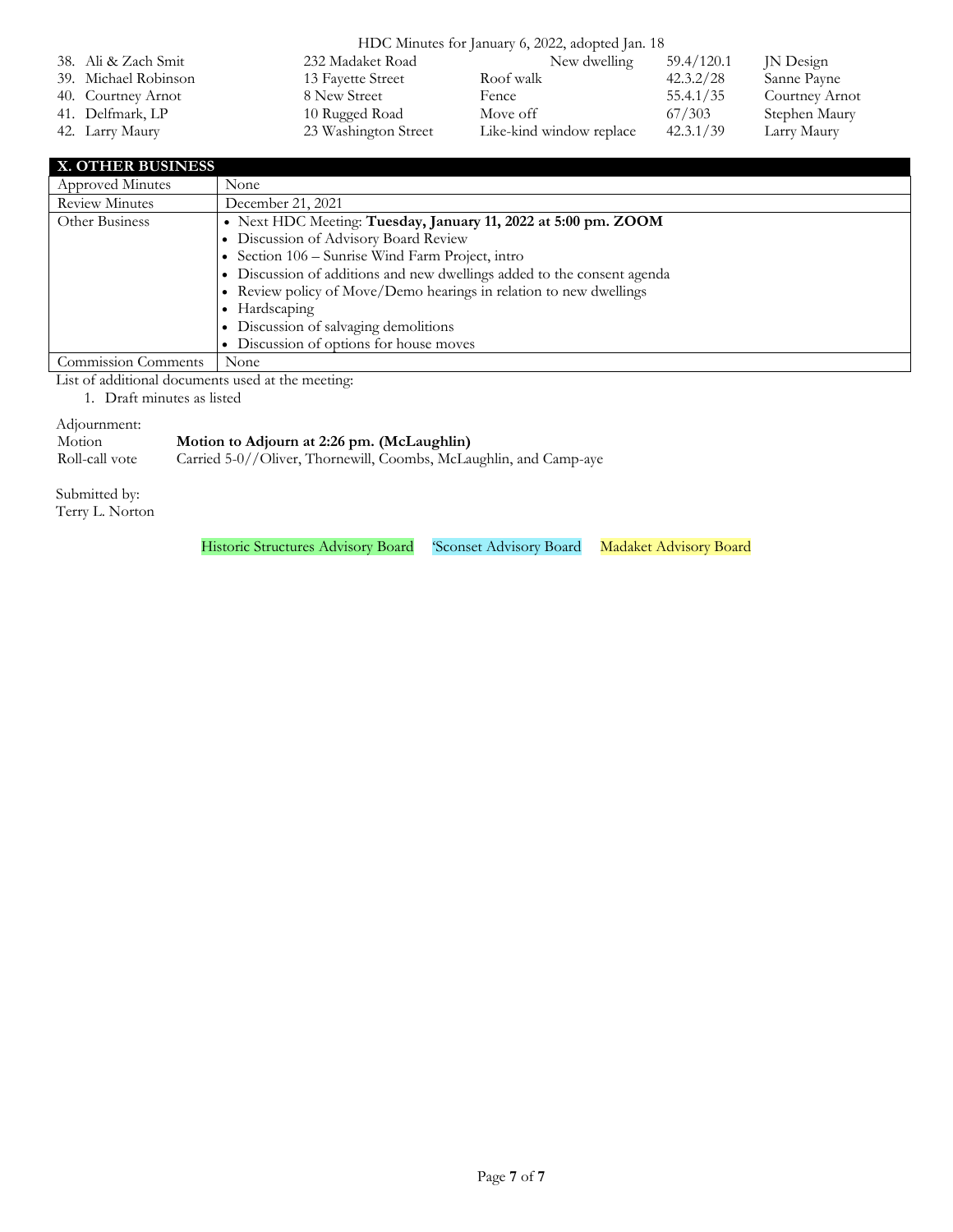| | | | | |
|---|---|---|---|---|
| 38. Ali & Zach Smit | 232 Madaket Road | New dwelling | 59.4/120.1 | JN Design |
| 39. Michael Robinson | 13 Fayette Street | Roof walk | 42.3.2/28 | Sanne Payne |
| 40. Courtney Arnot | 8 New Street | Fence | 55.4.1/35 | Courtney Arnot |
| 41. Delfmark, LP | 10 Rugged Road | Move off | 67/303 | Stephen Maury |
| 42. Larry Maury | 23 Washington Street | Like-kind window replace | 42.3.1/39 | Larry Maury |

| X. OTHER BUSINESS | |
|---|---|
| Approved Minutes | None |
| Review Minutes | December 21, 2021 |
| Other Business | • Next HDC Meeting: **Tuesday, January 11, 2022 at 5:00 pm. ZOOM**<br>• Discussion of Advisory Board Review<br>• Section 106 – Sunrise Wind Farm Project, intro<br>• Discussion of additions and new dwellings added to the consent agenda<br>• Review policy of Move/Demo hearings in relation to new dwellings<br>• Hardscaping<br>• Discussion of salvaging demolitions<br>• Discussion of options for house moves |
| Commission Comments | None |

List of additional documents used at the meeting:

1. Draft minutes as listed

Adjournment:

| | |
|---|---|
| Motion | **Motion to Adjourn at 2:26 pm. (McLaughlin)** |
| Roll-call vote | Carried 5-0//Oliver, Thornewill, Coombs, McLaughlin, and Camp-aye |

Submitted by:
Terry L. Norton

Historic Structures Advisory Board  'Sconset Advisory Board  Madaket Advisory Board